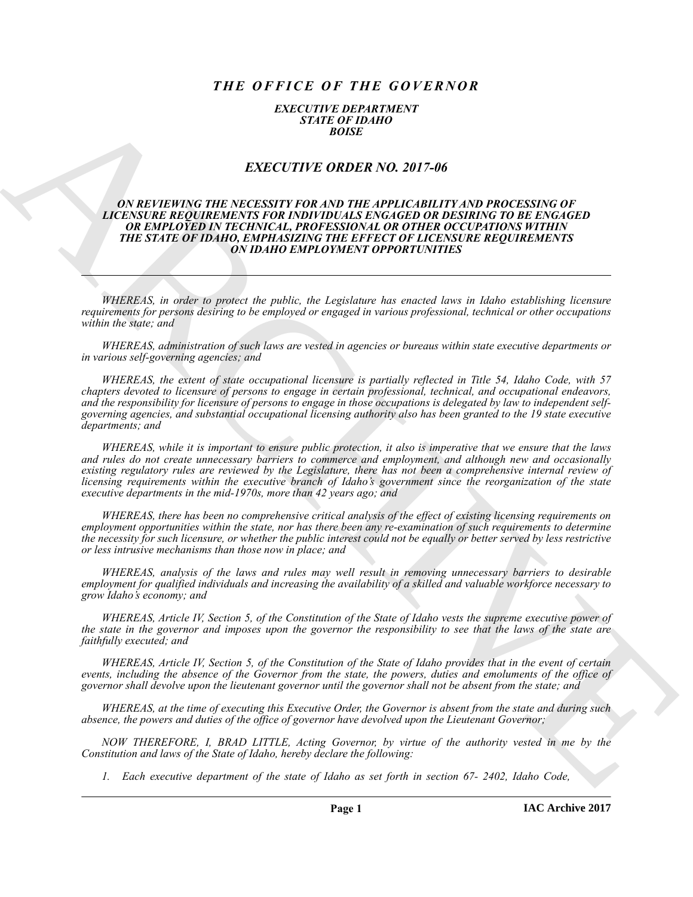# *THE OFFICE OF THE GOVERNOR*

***EXECUTIVE DEPARTMENT***
***STATE OF IDAHO***
***BOISE***

## *EXECUTIVE ORDER NO. 2017-06*

### *ON REVIEWING THE NECESSITY FOR AND THE APPLICABILITY AND PROCESSING OF LICENSURE REQUIREMENTS FOR INDIVIDUALS ENGAGED OR DESIRING TO BE ENGAGED OR EMPLOYED IN TECHNICAL, PROFESSIONAL OR OTHER OCCUPATIONS WITHIN THE STATE OF IDAHO, EMPHASIZING THE EFFECT OF LICENSURE REQUIREMENTS ON IDAHO EMPLOYMENT OPPORTUNITIES*

---

*WHEREAS, in order to protect the public, the Legislature has enacted laws in Idaho establishing licensure requirements for persons desiring to be employed or engaged in various professional, technical or other occupations within the state; and*

*WHEREAS, administration of such laws are vested in agencies or bureaus within state executive departments or in various self-governing agencies; and*

*WHEREAS, the extent of state occupational licensure is partially reflected in Title 54, Idaho Code, with 57 chapters devoted to licensure of persons to engage in certain professional, technical, and occupational endeavors, and the responsibility for licensure of persons to engage in those occupations is delegated by law to independent self-governing agencies, and substantial occupational licensing authority also has been granted to the 19 state executive departments; and*

*WHEREAS, while it is important to ensure public protection, it also is imperative that we ensure that the laws and rules do not create unnecessary barriers to commerce and employment, and although new and occasionally existing regulatory rules are reviewed by the Legislature, there has not been a comprehensive internal review of licensing requirements within the executive branch of Idaho's government since the reorganization of the state executive departments in the mid-1970s, more than 42 years ago; and*

*WHEREAS, there has been no comprehensive critical analysis of the effect of existing licensing requirements on employment opportunities within the state, nor has there been any re-examination of such requirements to determine the necessity for such licensure, or whether the public interest could not be equally or better served by less restrictive or less intrusive mechanisms than those now in place; and*

*WHEREAS, analysis of the laws and rules may well result in removing unnecessary barriers to desirable employment for qualified individuals and increasing the availability of a skilled and valuable workforce necessary to grow Idaho's economy; and*

*WHEREAS, Article IV, Section 5, of the Constitution of the State of Idaho vests the supreme executive power of the state in the governor and imposes upon the governor the responsibility to see that the laws of the state are faithfully executed; and*

*WHEREAS, Article IV, Section 5, of the Constitution of the State of Idaho provides that in the event of certain events, including the absence of the Governor from the state, the powers, duties and emoluments of the office of governor shall devolve upon the lieutenant governor until the governor shall not be absent from the state; and*

*WHEREAS, at the time of executing this Executive Order, the Governor is absent from the state and during such absence, the powers and duties of the office of governor have devolved upon the Lieutenant Governor;*

*NOW THEREFORE, I, BRAD LITTLE, Acting Governor, by virtue of the authority vested in me by the Constitution and laws of the State of Idaho, hereby declare the following:*

*1. Each executive department of the state of Idaho as set forth in section 67- 2402, Idaho Code,*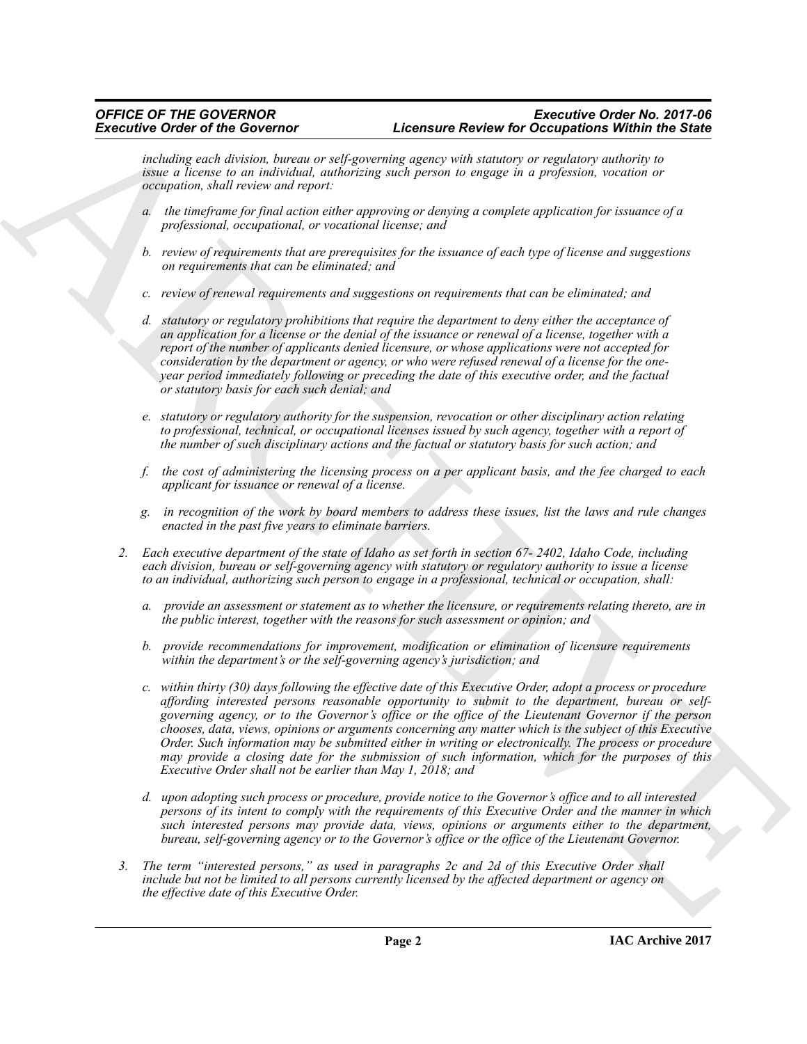*including each division, bureau or self-governing agency with statutory or regulatory authority to issue a license to an individual, authorizing such person to engage in a profession, vocation or occupation, shall review and report:*

*a. the timeframe for final action either approving or denying a complete application for issuance of a professional, occupational, or vocational license; and*

*b. review of requirements that are prerequisites for the issuance of each type of license and suggestions on requirements that can be eliminated; and*

*c. review of renewal requirements and suggestions on requirements that can be eliminated; and*

*d. statutory or regulatory prohibitions that require the department to deny either the acceptance of an application for a license or the denial of the issuance or renewal of a license, together with a report of the number of applicants denied licensure, or whose applications were not accepted for consideration by the department or agency, or who were refused renewal of a license for the one-year period immediately following or preceding the date of this executive order, and the factual or statutory basis for each such denial; and*

*e. statutory or regulatory authority for the suspension, revocation or other disciplinary action relating to professional, technical, or occupational licenses issued by such agency, together with a report of the number of such disciplinary actions and the factual or statutory basis for such action; and*

*f. the cost of administering the licensing process on a per applicant basis, and the fee charged to each applicant for issuance or renewal of a license.*

*g. in recognition of the work by board members to address these issues, list the laws and rule changes enacted in the past five years to eliminate barriers.*

2. *Each executive department of the state of Idaho as set forth in section 67- 2402, Idaho Code, including each division, bureau or self-governing agency with statutory or regulatory authority to issue a license to an individual, authorizing such person to engage in a professional, technical or occupation, shall:*

   *a. provide an assessment or statement as to whether the licensure, or requirements relating thereto, are in the public interest, together with the reasons for such assessment or opinion; and*

   *b. provide recommendations for improvement, modification or elimination of licensure requirements within the department's or the self-governing agency's jurisdiction; and*

   *c. within thirty (30) days following the effective date of this Executive Order, adopt a process or procedure affording interested persons reasonable opportunity to submit to the department, bureau or self-governing agency, or to the Governor's office or the office of the Lieutenant Governor if the person chooses, data, views, opinions or arguments concerning any matter which is the subject of this Executive Order. Such information may be submitted either in writing or electronically. The process or procedure may provide a closing date for the submission of such information, which for the purposes of this Executive Order shall not be earlier than May 1, 2018; and*

   *d. upon adopting such process or procedure, provide notice to the Governor's office and to all interested persons of its intent to comply with the requirements of this Executive Order and the manner in which such interested persons may provide data, views, opinions or arguments either to the department, bureau, self-governing agency or to the Governor's office or the office of the Lieutenant Governor.*

3. *The term "interested persons," as used in paragraphs 2c and 2d of this Executive Order shall include but not be limited to all persons currently licensed by the affected department or agency on the effective date of this Executive Order.*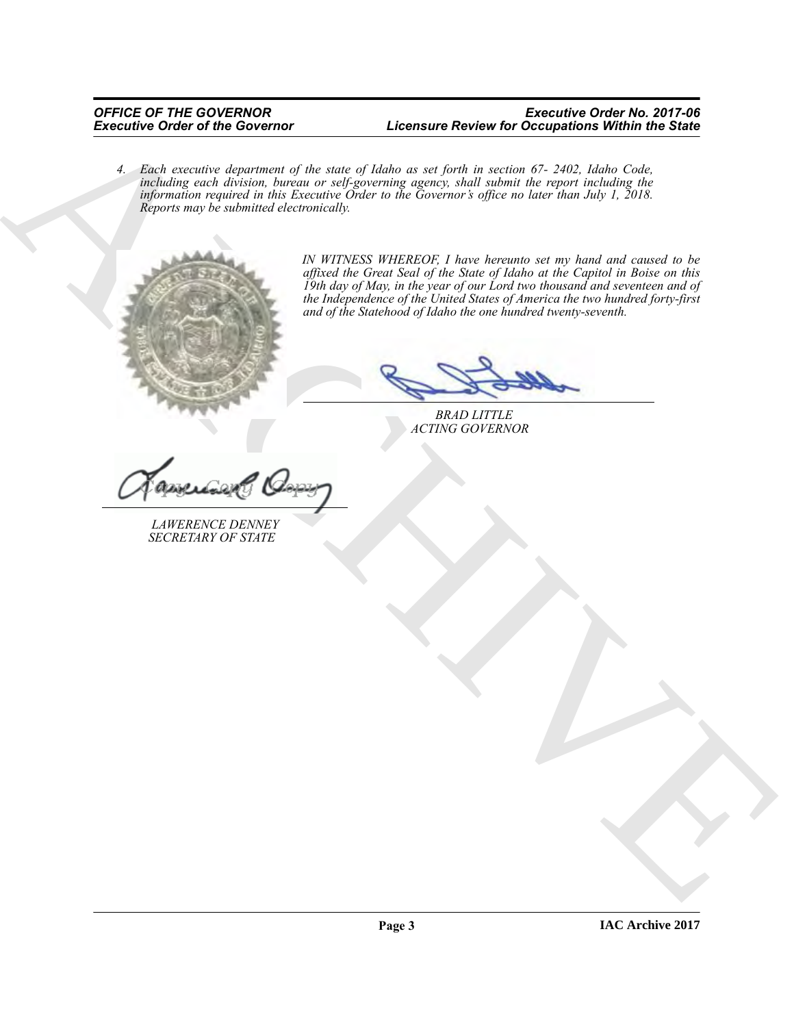4. *Each executive department of the state of Idaho as set forth in section 67- 2402, Idaho Code, including each division, bureau or self-governing agency, shall submit the report including the information required in this Executive Order to the Governor's office no later than July 1, 2018. Reports may be submitted electronically.*

*IN WITNESS WHEREOF, I have hereunto set my hand and caused to be affixed the Great Seal of the State of Idaho at the Capitol in Boise on this 19th day of May, in the year of our Lord two thousand and seventeen and of the Independence of the United States of America the two hundred forty-first and of the Statehood of Idaho the one hundred twenty-seventh.*

*BRAD LITTLE*
*ACTING GOVERNOR*

*LAWERENCE DENNEY*
*SECRETARY OF STATE*